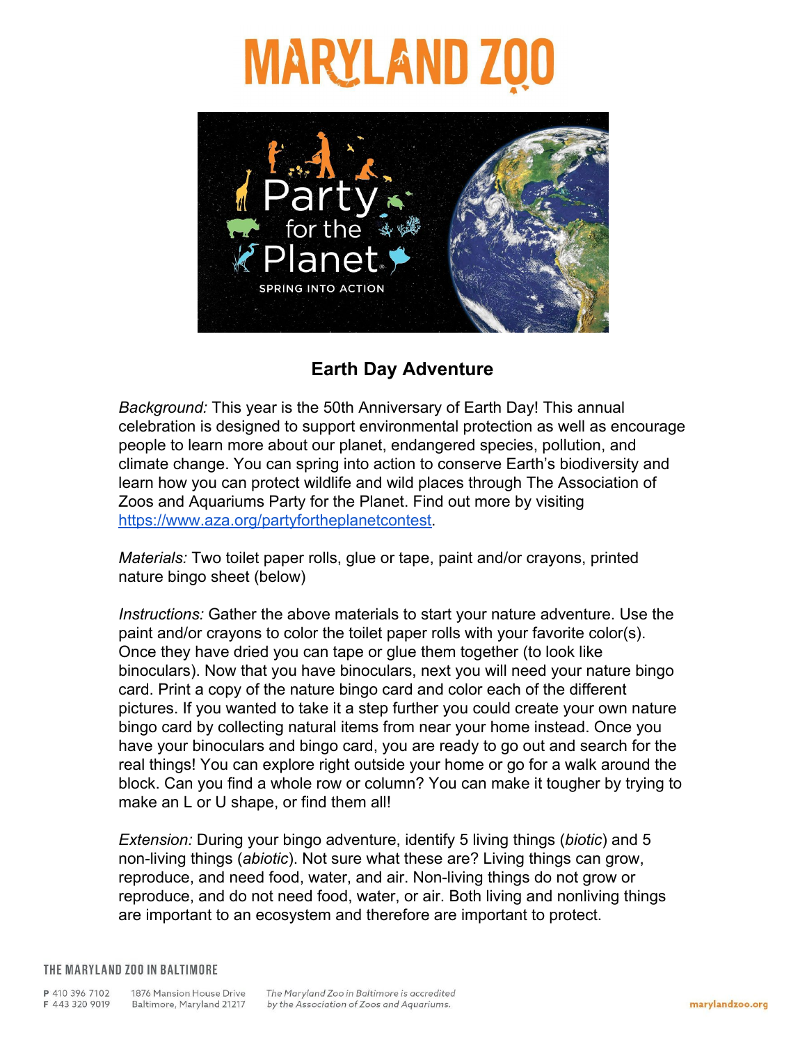# MARYLAND ZOO

## Earth Day Adventure

*Background:* This year is the 50th Anniversary of Earth Day! This annual celebration is designed to support environmental protection as well as encourage people to learn more about our planet, endangered species, pollution, and climate change. You can spring into action to conserve Earth's biodiversity and learn how you can protect wildlife and wild places through The Association of Zoos and Aquariums Party for the Planet. Find out more by visiting [https://www.aza.org/partyfortheplanetcontest](https://www.aza.org/partyfortheplanetcontest).

*Materials:* Two toilet paper rolls, glue or tape, paint and/or crayons, printed nature bingo sheet (below)

*Instructions:* Gather the above materials to start your nature adventure. Use the paint and/or crayons to color the toilet paper rolls with your favorite color(s). Once they have dried you can tape or glue them together (to look like binoculars). Now that you have binoculars, next you will need your nature bingo card. Print a copy of the nature bingo card and color each of the different pictures. If you wanted to take it a step further you could create your own nature bingo card by collecting natural items from near your home instead. Once you have your binoculars and bingo card, you are ready to go out and search for the real things! You can explore right outside your home or go for a walk around the block. Can you find a whole row or column? You can make it tougher by trying to make an L or U shape, or find them all!

*Extension:* During your bingo adventure, identify 5 living things (*biotic*) and 5 non-living things (*abiotic*). Not sure what these are? Living things can grow, reproduce, and need food, water, and air. Non-living things do not grow or reproduce, and do not need food, water, or air. Both living and nonliving things are important to an ecosystem and therefore are important to protect.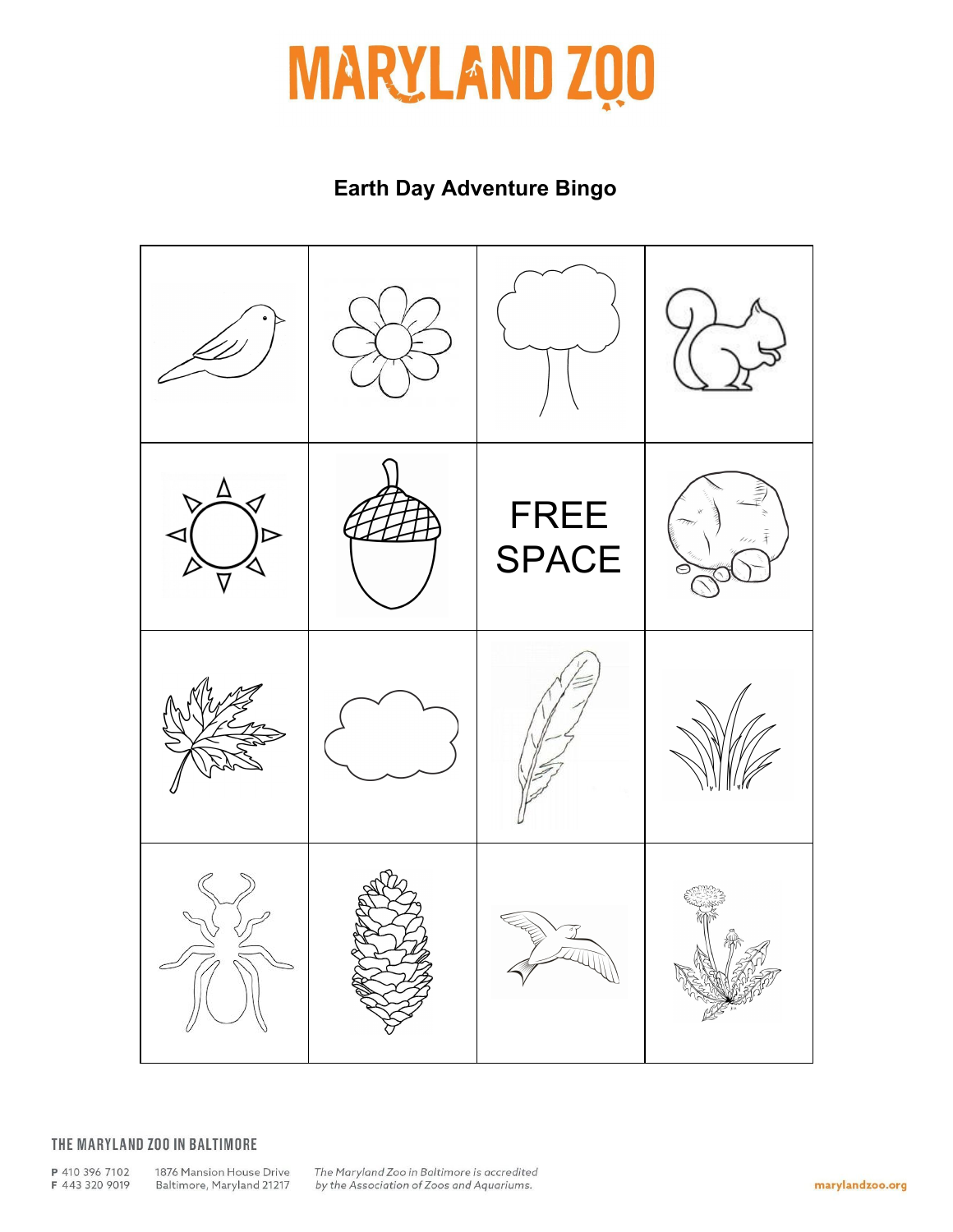MARYLAND ZOO

**Earth Day Adventure Bingo**

| | | | |
|---|---|---|---|
| | | | |
| | | FREE SPACE | |
| | | | |
| | | | |

THE MARYLAND ZOO IN BALTIMORE

P 410 396 7102
F 443 320 9019

1876 Mansion House Drive
Baltimore, Maryland 21217

*The Maryland Zoo in Baltimore is accredited by the Association of Zoos and Aquariums.*

marylandzoo.org